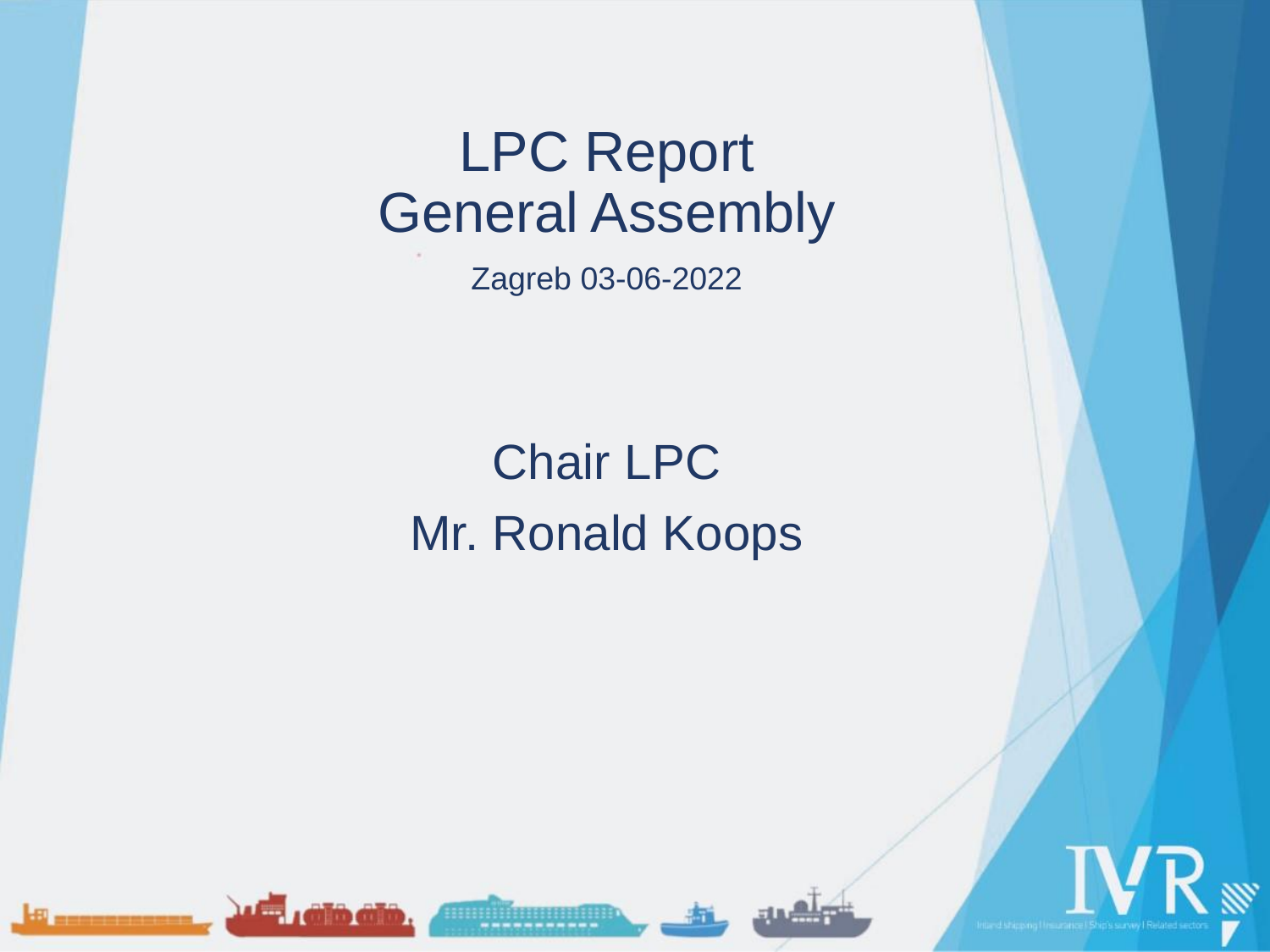# LPC Report
# General Assembly

Zagreb 03-06-2022

## Chair LPC

## Mr. Ronald Koops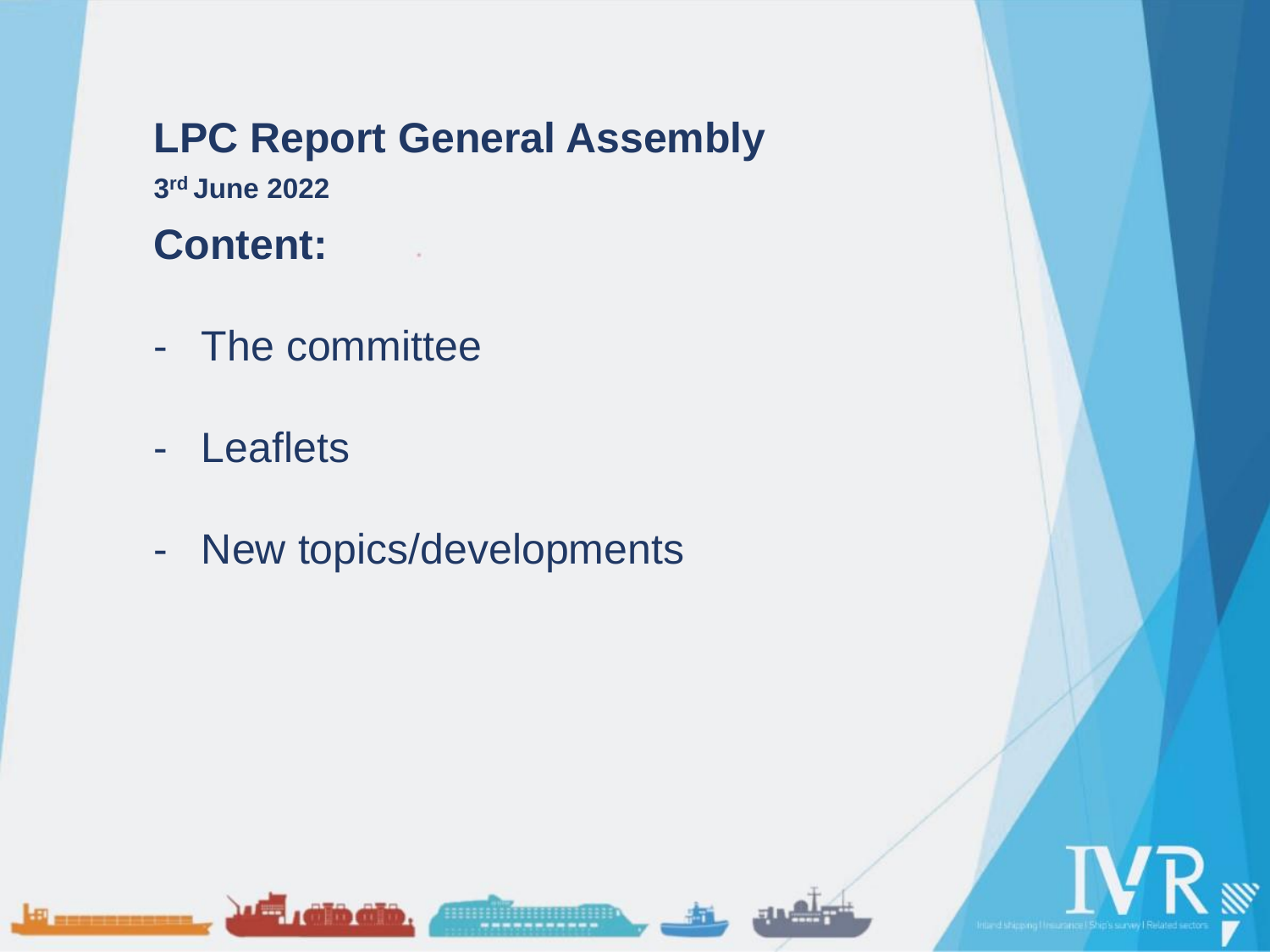# LPC Report General Assembly

**3rd June 2022**

## Content:

- The committee
- Leaflets
- New topics/developments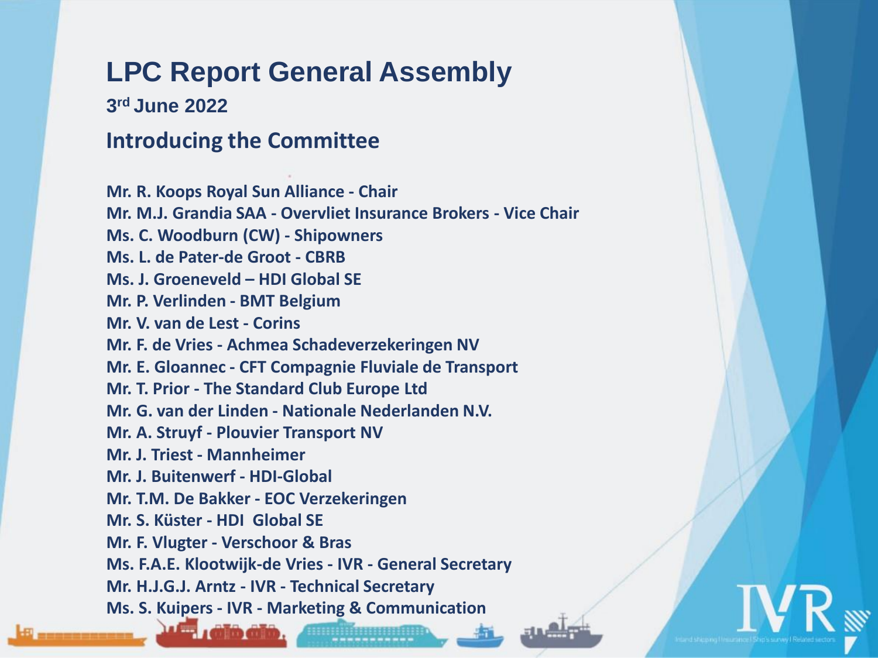# LPC Report General Assembly

**3rd June 2022**

## Introducing the Committee

**Mr. R. Koops Royal Sun Alliance - Chair**
**Mr. M.J. Grandia SAA - Overvliet Insurance Brokers - Vice Chair**
**Ms. C. Woodburn (CW) - Shipowners**
**Ms. L. de Pater-de Groot - CBRB**
**Ms. J. Groeneveld – HDI Global SE**
**Mr. P. Verlinden - BMT Belgium**
**Mr. V. van de Lest - Corins**
**Mr. F. de Vries - Achmea Schadeverzekeringen NV**
**Mr. E. Gloannec - CFT Compagnie Fluviale de Transport**
**Mr. T. Prior - The Standard Club Europe Ltd**
**Mr. G. van der Linden - Nationale Nederlanden N.V.**
**Mr. A. Struyf - Plouvier Transport NV**
**Mr. J. Triest - Mannheimer**
**Mr. J. Buitenwerf - HDI-Global**
**Mr. T.M. De Bakker - EOC Verzekeringen**
**Mr. S. Küster - HDI Global SE**
**Mr. F. Vlugter - Verschoor & Bras**
**Ms. F.A.E. Klootwijk-de Vries - IVR - General Secretary**
**Mr. H.J.G.J. Arntz - IVR - Technical Secretary**
**Ms. S. Kuipers - IVR - Marketing & Communication**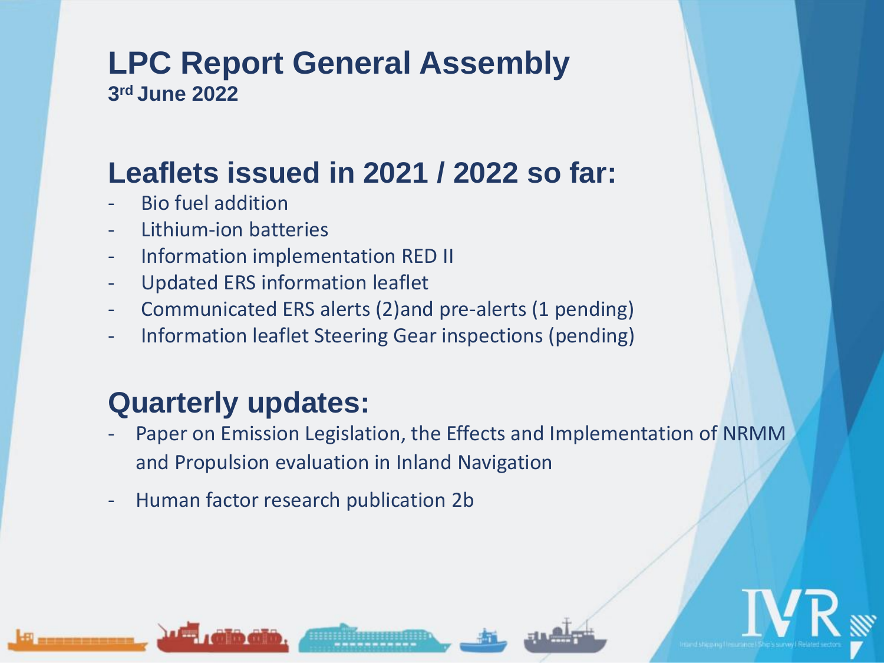# LPC Report General Assembly

**3rd June 2022**

## Leaflets issued in 2021 / 2022 so far:

- Bio fuel addition
- Lithium-ion batteries
- Information implementation RED II
- Updated ERS information leaflet
- Communicated ERS alerts (2)and pre-alerts (1 pending)
- Information leaflet Steering Gear inspections (pending)

## Quarterly updates:

- Paper on Emission Legislation, the Effects and Implementation of NRMM and Propulsion evaluation in Inland Navigation
- Human factor research publication 2b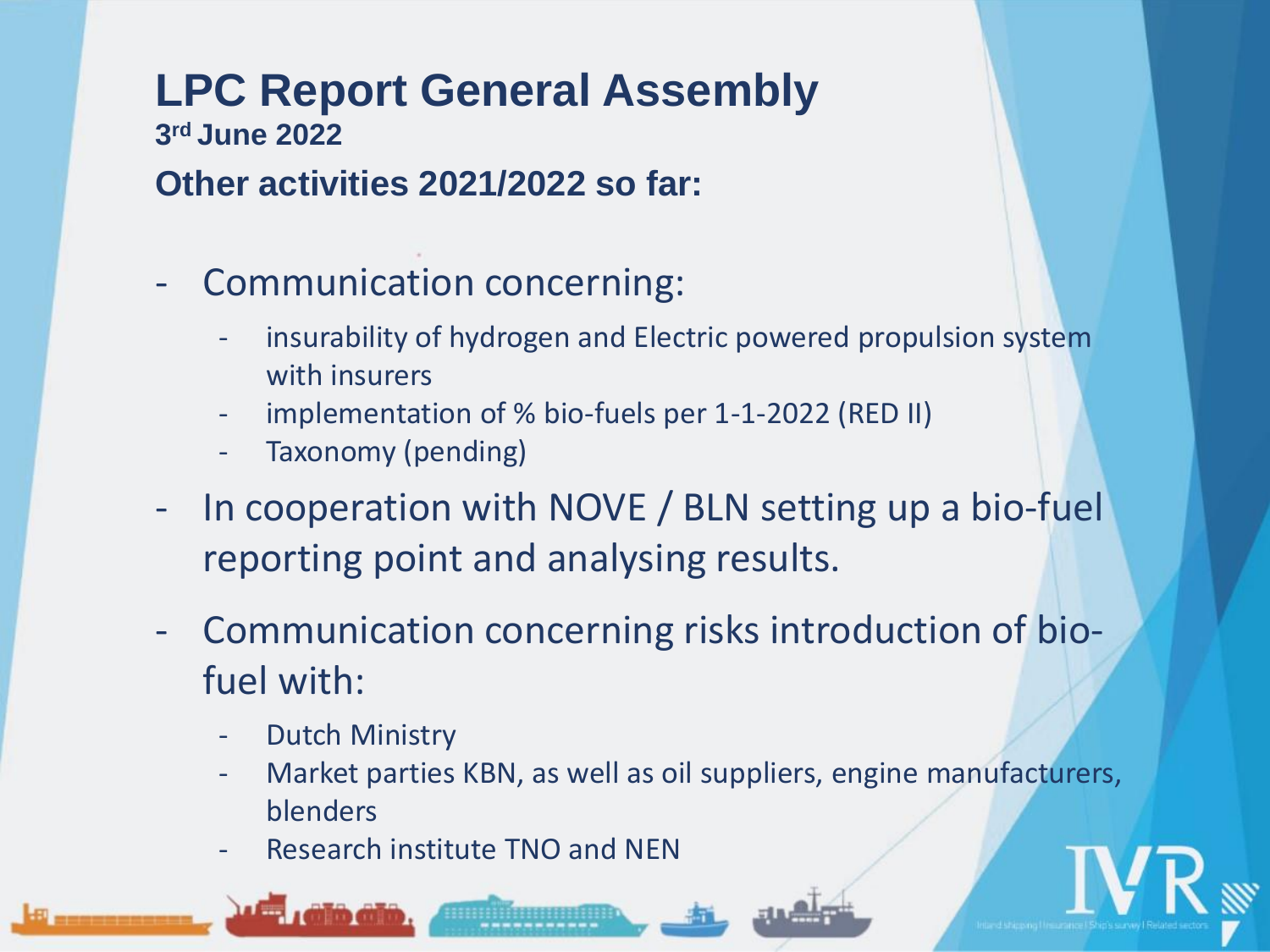# LPC Report General Assembly

**3rd June 2022**

## Other activities 2021/2022 so far:

- Communication concerning:
  - insurability of hydrogen and Electric powered propulsion system with insurers
  - implementation of % bio-fuels per 1-1-2022 (RED II)
  - Taxonomy (pending)
- In cooperation with NOVE / BLN setting up a bio-fuel reporting point and analysing results.
- Communication concerning risks introduction of bio-fuel with:
  - Dutch Ministry
  - Market parties KBN, as well as oil suppliers, engine manufacturers, blenders
  - Research institute TNO and NEN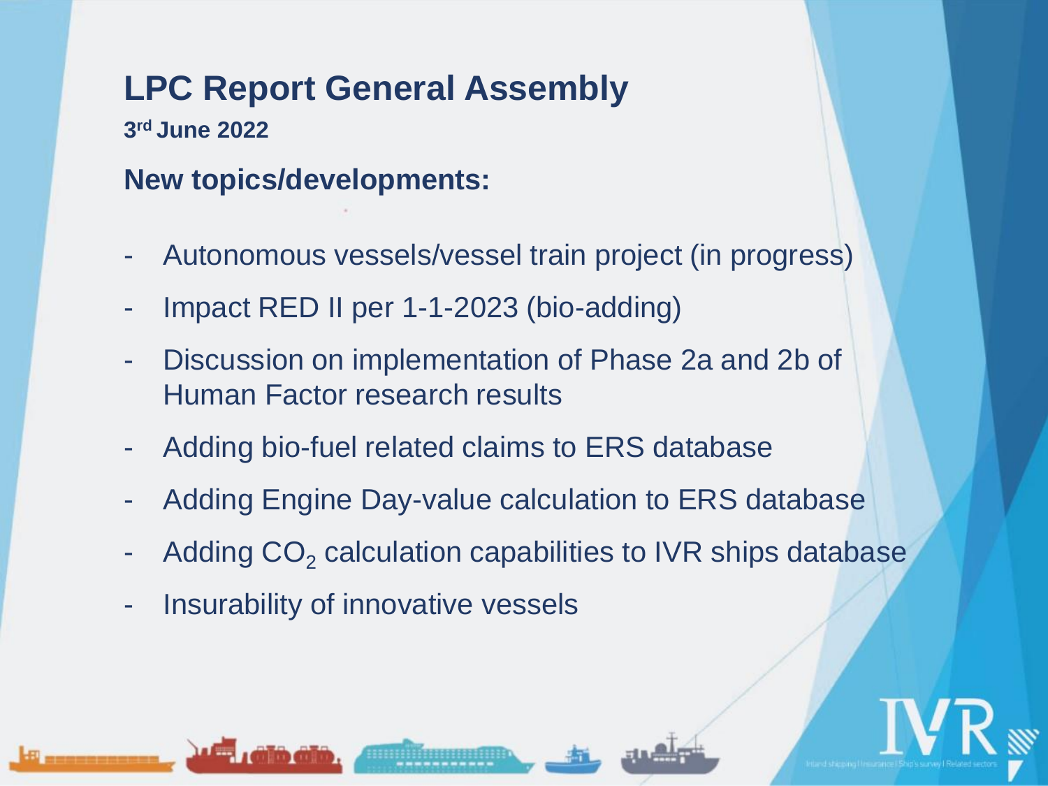# LPC Report General Assembly

**3rd June 2022**

## New topics/developments:

- Autonomous vessels/vessel train project (in progress)
- Impact RED II per 1-1-2023 (bio-adding)
- Discussion on implementation of Phase 2a and 2b of Human Factor research results
- Adding bio-fuel related claims to ERS database
- Adding Engine Day-value calculation to ERS database
- Adding $CO_2$ calculation capabilities to IVR ships database
- Insurability of innovative vessels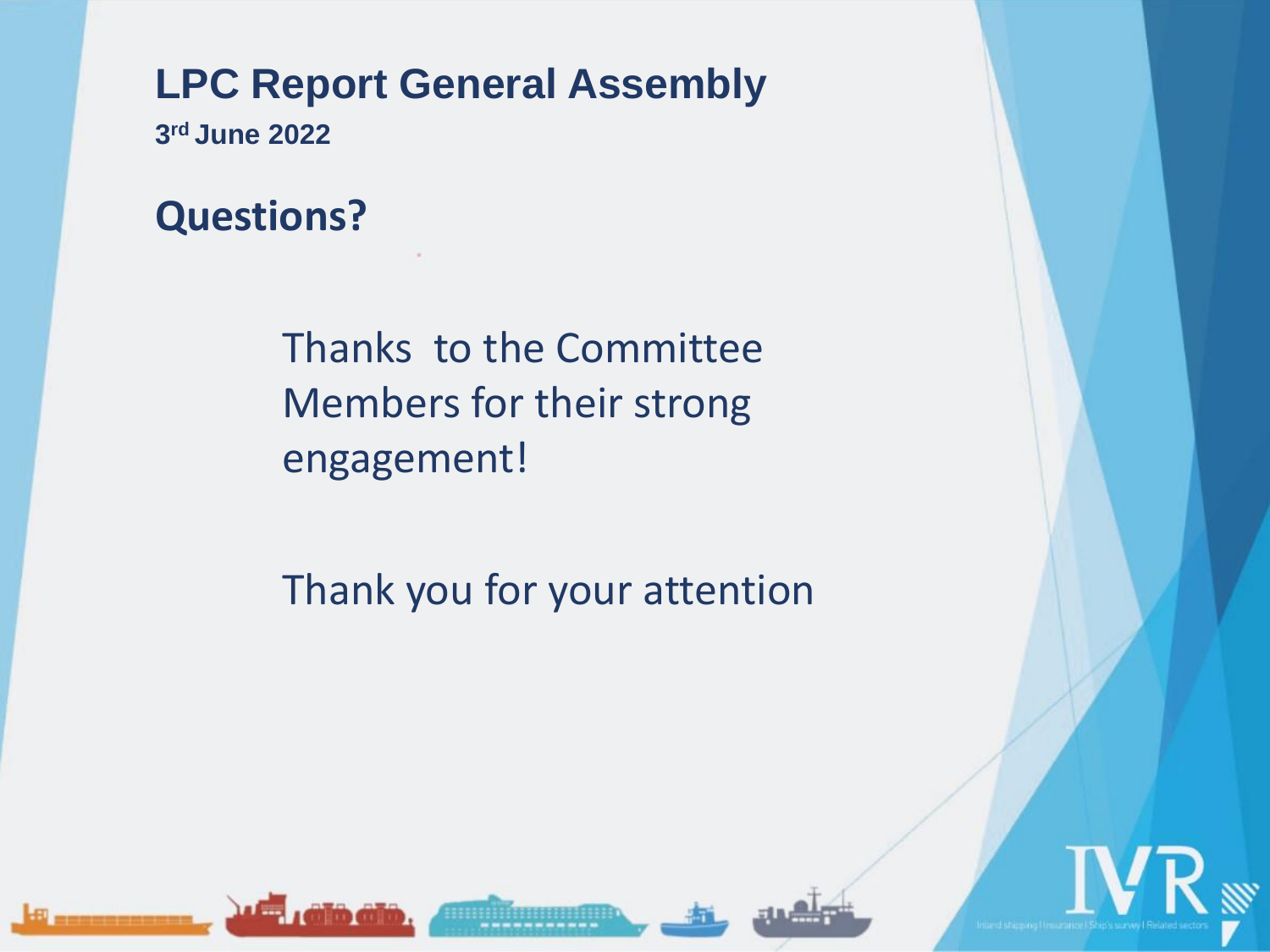# LPC Report General Assembly

**3rd June 2022**

## Questions?

Thanks to the Committee Members for their strong engagement!

Thank you for your attention